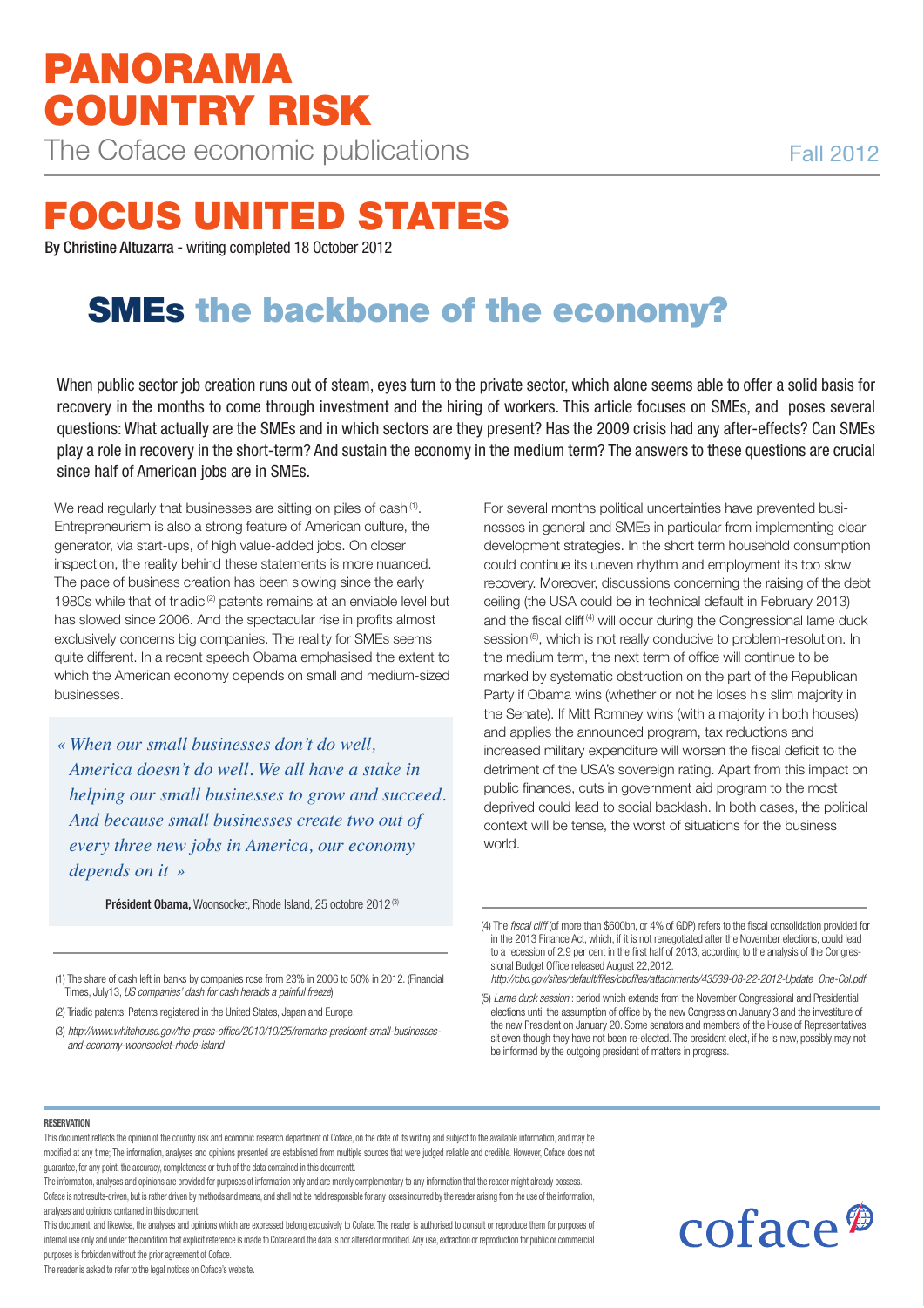# PANORAMA COUNTRY RISK

The Coface economic publications

Fall 2012

# FOCUS UNITED STATES

By Christine Altuzarra - writing completed 18 October 2012

## SMEs the backbone of the economy?

When public sector job creation runs out of steam, eyes turn to the private sector, which alone seems able to offer a solid basis for recovery in the months to come through investment and the hiring of workers. This article focuses on SMEs, and poses several questions: What actually are the SMEs and in which sectors are they present? Has the 2009 crisis had any after-effects? Can SMEs play a role in recovery in the short-term? And sustain the economy in the medium term? The answers to these questions are crucial since half of American jobs are in SMEs.

We read regularly that businesses are sitting on piles of cash [1]. Entrepreneurism is also a strong feature of American culture, the generator, via start-ups, of high value-added jobs. On closer inspection, the reality behind these statements is more nuanced. The pace of business creation has been slowing since the early 1980s while that of triadic [2] patents remains at an enviable level but has slowed since 2006. And the spectacular rise in profits almost exclusively concerns big companies. The reality for SMEs seems quite different. In a recent speech Obama emphasised the extent to which the American economy depends on small and medium-sized businesses.

> *« When our small businesses don't do well, America doesn't do well. We all have a stake in helping our small businesses to grow and succeed. And because small businesses create two out of every three new jobs in America, our economy depends on it »*
>
> **Président Obama,** Woonsocket, Rhode Island, 25 octobre 2012 [3]

(1) The share of cash left in banks by companies rose from 23% in 2006 to 50% in 2012. (Financial Times, July13, *US companies' dash for cash heralds a painful freeze*)

(2) Triadic patents: Patents registered in the United States, Japan and Europe.

(3) *http://www.whitehouse.gov/the-press-office/2010/10/25/remarks-president-small-businesses-and-economy-woonsocket-rhode-island*

For several months political uncertainties have prevented businesses in general and SMEs in particular from implementing clear development strategies. In the short term household consumption could continue its uneven rhythm and employment its too slow recovery. Moreover, discussions concerning the raising of the debt ceiling (the USA could be in technical default in February 2013) and the fiscal cliff [4] will occur during the Congressional lame duck session [5], which is not really conducive to problem-resolution. In the medium term, the next term of office will continue to be marked by systematic obstruction on the part of the Republican Party if Obama wins (whether or not he loses his slim majority in the Senate). If Mitt Romney wins (with a majority in both houses) and applies the announced program, tax reductions and increased military expenditure will worsen the fiscal deficit to the detriment of the USA's sovereign rating. Apart from this impact on public finances, cuts in government aid program to the most deprived could lead to social backlash. In both cases, the political context will be tense, the worst of situations for the business world.

(4) The *fiscal cliff* (of more than \$600bn, or 4% of GDP) refers to the fiscal consolidation provided for in the 2013 Finance Act, which, if it is not renegotiated after the November elections, could lead to a recession of 2.9 per cent in the first half of 2013, according to the analysis of the Congressional Budget Office released August 22,2012.
*http://cbo.gov/sites/default/files/cbofiles/attachments/43539-08-22-2012-Update_One-Col.pdf*

(5) *Lame duck session* : period which extends from the November Congressional and Presidential elections until the assumption of office by the new Congress on January 3 and the investiture of the new President on January 20. Some senators and members of the House of Representatives sit even though they have not been re-elected. The president elect, if he is new, possibly may not be informed by the outgoing president of matters in progress.

**RESERVATION**

This document reflects the opinion of the country risk and economic research department of Coface, on the date of its writing and subject to the available information, and may be modified at any time; The information, analyses and opinions presented are established from multiple sources that were judged reliable and credible. However, Coface does not guarantee, for any point, the accuracy, completeness or truth of the data contained in this documentt.
The information, analyses and opinions are provided for purposes of information only and are merely complementary to any information that the reader might already possess.
Coface is not results-driven, but is rather driven by methods and means, and shall not be held responsible for any losses incurred by the reader arising from the use of the information, analyses and opinions contained in this document.
This document, and likewise, the analyses and opinions which are expressed belong exclusively to Coface. The reader is authorised to consult or reproduce them for purposes of internal use only and under the condition that explicit reference is made to Coface and the data is nor altered or modified. Any use, extraction or reproduction for public or commercial purposes is forbidden without the prior agreement of Coface.
The reader is asked to refer to the legal notices on Coface's website.

coface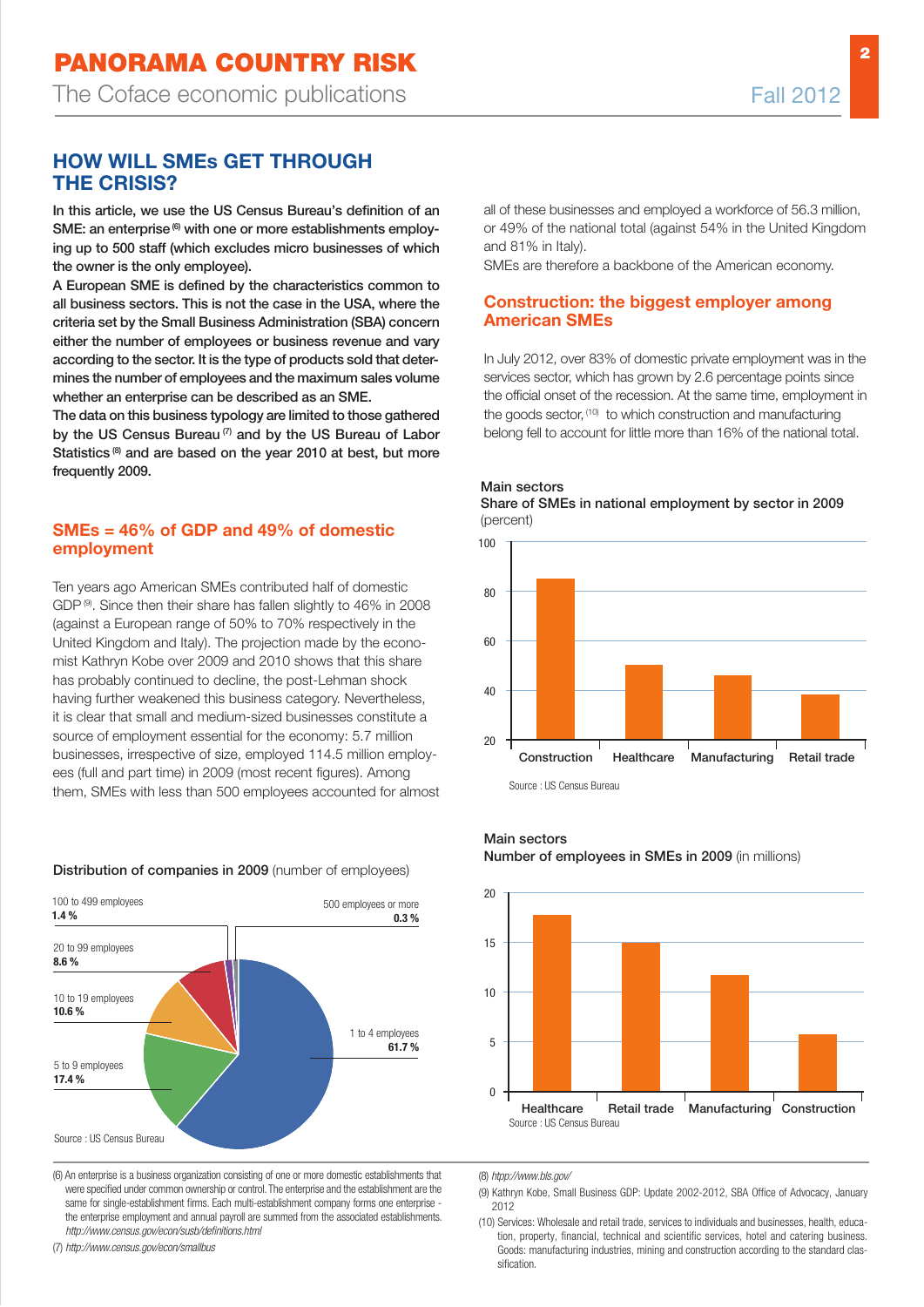## HOW WILL SMEs GET THROUGH THE CRISIS?

**In this article, we use the US Census Bureau's definition of an SME: an enterprise [6] with one or more establishments employing up to 500 staff (which excludes micro businesses of which the owner is the only employee).**

**A European SME is defined by the characteristics common to all business sectors. This is not the case in the USA, where the criteria set by the Small Business Administration (SBA) concern either the number of employees or business revenue and vary according to the sector. It is the type of products sold that determines the number of employees and the maximum sales volume whether an enterprise can be described as an SME.**

**The data on this business typology are limited to those gathered by the US Census Bureau [7] and by the US Bureau of Labor Statistics [8] and are based on the year 2010 at best, but more frequently 2009.**

### SMEs = 46% of GDP and 49% of domestic employment

Ten years ago American SMEs contributed half of domestic GDP [9]. Since then their share has fallen slightly to 46% in 2008 (against a European range of 50% to 70% respectively in the United Kingdom and Italy). The projection made by the economist Kathryn Kobe over 2009 and 2010 shows that this share has probably continued to decline, the post-Lehman shock having further weakened this business category. Nevertheless, it is clear that small and medium-sized businesses constitute a source of employment essential for the economy: 5.7 million businesses, irrespective of size, employed 114.5 million employees (full and part time) in 2009 (most recent figures). Among them, SMEs with less than 500 employees accounted for almost all of these businesses and employed a workforce of 56.3 million, or 49% of the national total (against 54% in the United Kingdom and 81% in Italy).

SMEs are therefore a backbone of the American economy.

**Distribution of companies in 2009** (number of employees)

| Number of employees | Share |
|---|---|
| 1 to 4 employees | 61.7 % |
| 5 to 9 employees | 17.4 % |
| 10 to 19 employees | 10.6 % |
| 20 to 99 employees | 8.6 % |
| 100 to 499 employees | 1.4 % |
| 500 employees or more | 0.3 % |

Source : US Census Bureau

### Construction: the biggest employer among American SMEs

In July 2012, over 83% of domestic private employment was in the services sector, which has grown by 2.6 percentage points since the official onset of the recession. At the same time, employment in the goods sector, [10] to which construction and manufacturing belong fell to account for little more than 16% of the national total.

**Main sectors**
**Share of SMEs in national employment by sector in 2009** (percent)

| Sector | Share (approx.) |
|---|---|
| Construction | 85 |
| Healthcare | 50 |
| Manufacturing | 46 |
| Retail trade | 38 |

Source : US Census Bureau

**Main sectors**
**Number of employees in SMEs in 2009** (in millions)

| Sector | Employees (approx.) |
|---|---|
| Healthcare | 17.8 |
| Retail trade | 15 |
| Manufacturing | 11.7 |
| Construction | 5.8 |

Source : US Census Bureau

(6) An enterprise is a business organization consisting of one or more domestic establishments that were specified under common ownership or control. The enterprise and the establishment are the same for single-establishment firms. Each multi-establishment company forms one enterprise - the enterprise employment and annual payroll are summed from the associated establishments. *http://www.census.gov/econ/susb/definitions.html*

(7) *http://www.census.gov/econ/smallbus*

(8) *htpp://www.bls.gov/*

(9) Kathryn Kobe, Small Business GDP: Update 2002-2012, SBA Office of Advocacy, January 2012

(10) Services: Wholesale and retail trade, services to individuals and businesses, health, education, property, financial, technical and scientific services, hotel and catering business. Goods: manufacturing industries, mining and construction according to the standard classification.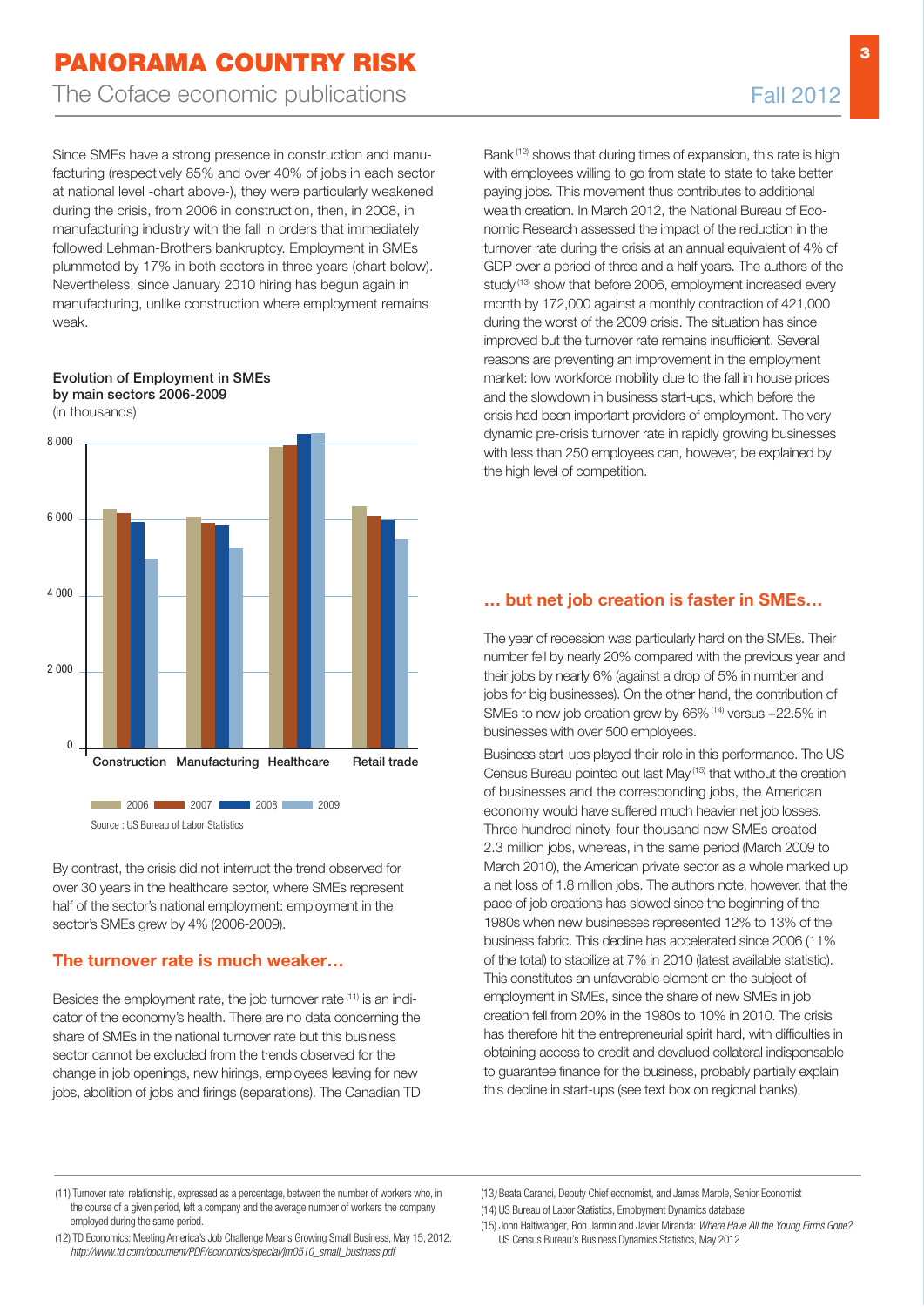Since SMEs have a strong presence in construction and manufacturing (respectively 85% and over 40% of jobs in each sector at national level -chart above-), they were particularly weakened during the crisis, from 2006 in construction, then, in 2008, in manufacturing industry with the fall in orders that immediately followed Lehman-Brothers bankruptcy. Employment in SMEs plummeted by 17% in both sectors in three years (chart below). Nevertheless, since January 2010 hiring has begun again in manufacturing, unlike construction where employment remains weak.

**Evolution of Employment in SMEs by main sectors 2006-2009**
(in thousands)

Source : US Bureau of Labor Statistics

By contrast, the crisis did not interrupt the trend observed for over 30 years in the healthcare sector, where SMEs represent half of the sector's national employment: employment in the sector's SMEs grew by 4% (2006-2009).

## The turnover rate is much weaker…

Besides the employment rate, the job turnover rate [11] is an indicator of the economy's health. There are no data concerning the share of SMEs in the national turnover rate but this business sector cannot be excluded from the trends observed for the change in job openings, new hirings, employees leaving for new jobs, abolition of jobs and firings (separations). The Canadian TD Bank [12] shows that during times of expansion, this rate is high with employees willing to go from state to state to take better paying jobs. This movement thus contributes to additional wealth creation. In March 2012, the National Bureau of Economic Research assessed the impact of the reduction in the turnover rate during the crisis at an annual equivalent of 4% of GDP over a period of three and a half years. The authors of the study [13] show that before 2006, employment increased every month by 172,000 against a monthly contraction of 421,000 during the worst of the 2009 crisis. The situation has since improved but the turnover rate remains insufficient. Several reasons are preventing an improvement in the employment market: low workforce mobility due to the fall in house prices and the slowdown in business start-ups, which before the crisis had been important providers of employment. The very dynamic pre-crisis turnover rate in rapidly growing businesses with less than 250 employees can, however, be explained by the high level of competition.

## … but net job creation is faster in SMEs…

The year of recession was particularly hard on the SMEs. Their number fell by nearly 20% compared with the previous year and their jobs by nearly 6% (against a drop of 5% in number and jobs for big businesses). On the other hand, the contribution of SMEs to new job creation grew by 66% [14] versus +22.5% in businesses with over 500 employees.

Business start-ups played their role in this performance. The US Census Bureau pointed out last May [15] that without the creation of businesses and the corresponding jobs, the American economy would have suffered much heavier net job losses. Three hundred ninety-four thousand new SMEs created 2.3 million jobs, whereas, in the same period (March 2009 to March 2010), the American private sector as a whole marked up a net loss of 1.8 million jobs. The authors note, however, that the pace of job creations has slowed since the beginning of the 1980s when new businesses represented 12% to 13% of the business fabric. This decline has accelerated since 2006 (11% of the total) to stabilize at 7% in 2010 (latest available statistic). This constitutes an unfavorable element on the subject of employment in SMEs, since the share of new SMEs in job creation fell from 20% in the 1980s to 10% in 2010. The crisis has therefore hit the entrepreneurial spirit hard, with difficulties in obtaining access to credit and devalued collateral indispensable to guarantee finance for the business, probably partially explain this decline in start-ups (see text box on regional banks).

---

(11) Turnover rate: relationship, expressed as a percentage, between the number of workers who, in the course of a given period, left a company and the average number of workers the company employed during the same period.

(12) TD Economics: Meeting America's Job Challenge Means Growing Small Business, May 15, 2012. *http://www.td.com/document/PDF/economics/special/jm0510_small_business.pdf*

(13) Beata Caranci, Deputy Chief economist, and James Marple, Senior Economist

(14) US Bureau of Labor Statistics, Employment Dynamics database

(15) John Haltiwanger, Ron Jarmin and Javier Miranda: *Where Have All the Young Firms Gone?* US Census Bureau's Business Dynamics Statistics, May 2012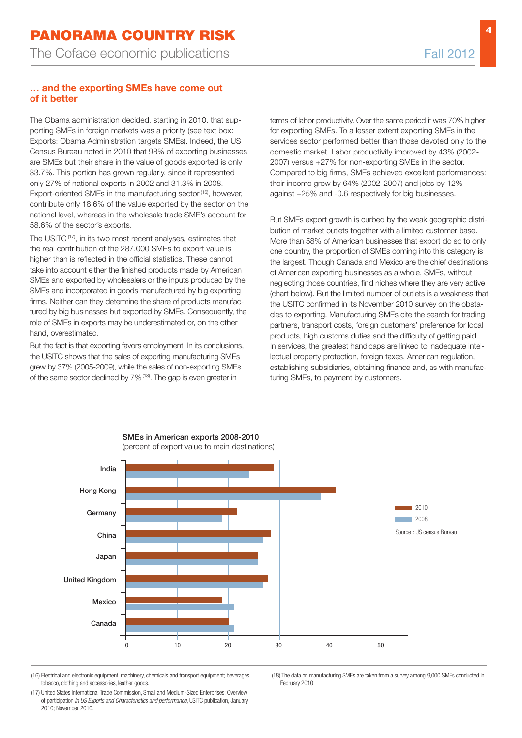## … and the exporting SMEs have come out of it better

The Obama administration decided, starting in 2010, that supporting SMEs in foreign markets was a priority (see text box: Exports: Obama Administration targets SMEs). Indeed, the US Census Bureau noted in 2010 that 98% of exporting businesses are SMEs but their share in the value of goods exported is only 33.7%. This portion has grown regularly, since it represented only 27% of national exports in 2002 and 31.3% in 2008. Export-oriented SMEs in the manufacturing sector [16], however, contribute only 18.6% of the value exported by the sector on the national level, whereas in the wholesale trade SME's account for 58.6% of the sector's exports.

The USITC [17], in its two most recent analyses, estimates that the real contribution of the 287,000 SMEs to export value is higher than is reflected in the official statistics. These cannot take into account either the finished products made by American SMEs and exported by wholesalers or the inputs produced by the SMEs and incorporated in goods manufactured by big exporting firms. Neither can they determine the share of products manufactured by big businesses but exported by SMEs. Consequently, the role of SMEs in exports may be underestimated or, on the other hand, overestimated.

But the fact is that exporting favors employment. In its conclusions, the USITC shows that the sales of exporting manufacturing SMEs grew by 37% (2005-2009), while the sales of non-exporting SMEs of the same sector declined by 7% [18]. The gap is even greater in terms of labor productivity. Over the same period it was 70% higher for exporting SMEs. To a lesser extent exporting SMEs in the services sector performed better than those devoted only to the domestic market. Labor productivity improved by 43% (2002-2007) versus +27% for non-exporting SMEs in the sector. Compared to big firms, SMEs achieved excellent performances: their income grew by 64% (2002-2007) and jobs by 12% against +25% and -0.6 respectively for big businesses.

But SMEs export growth is curbed by the weak geographic distribution of market outlets together with a limited customer base. More than 58% of American businesses that export do so to only one country, the proportion of SMEs coming into this category is the largest. Though Canada and Mexico are the chief destinations of American exporting businesses as a whole, SMEs, without neglecting those countries, find niches where they are very active (chart below). But the limited number of outlets is a weakness that the USITC confirmed in its November 2010 survey on the obstacles to exporting. Manufacturing SMEs cite the search for trading partners, transport costs, foreign customers' preference for local products, high customs duties and the difficulty of getting paid. In services, the greatest handicaps are linked to inadequate intellectual property protection, foreign taxes, American regulation, establishing subsidiaries, obtaining finance and, as with manufacturing SMEs, to payment by customers.

**SMEs in American exports 2008-2010**
(percent of export value to main destinations)

| Country | 2010 | 2008 |
|---|---|---|
| India | ~29 | ~24 |
| Hong Kong | ~41 | ~38 |
| Germany | ~22 | ~19 |
| China | ~28 | ~27 |
| Japan | ~26 | ~26 |
| United Kingdom | ~28 | ~27 |
| Mexico | ~19 | ~21 |
| Canada | ~20 | ~21 |

Source : US census Bureau

(16) Electrical and electronic equipment, machinery, chemicals and transport equipment; beverages, tobacco, clothing and accessories, leather goods.

(17) United States International Trade Commission, Small and Medium-Sized Enterprises: Overview of participation *in US Exports and Characteristics and performance*, USITC publication, January 2010; November 2010.

(18) The data on manufacturing SMEs are taken from a survey among 9,000 SMEs conducted in February 2010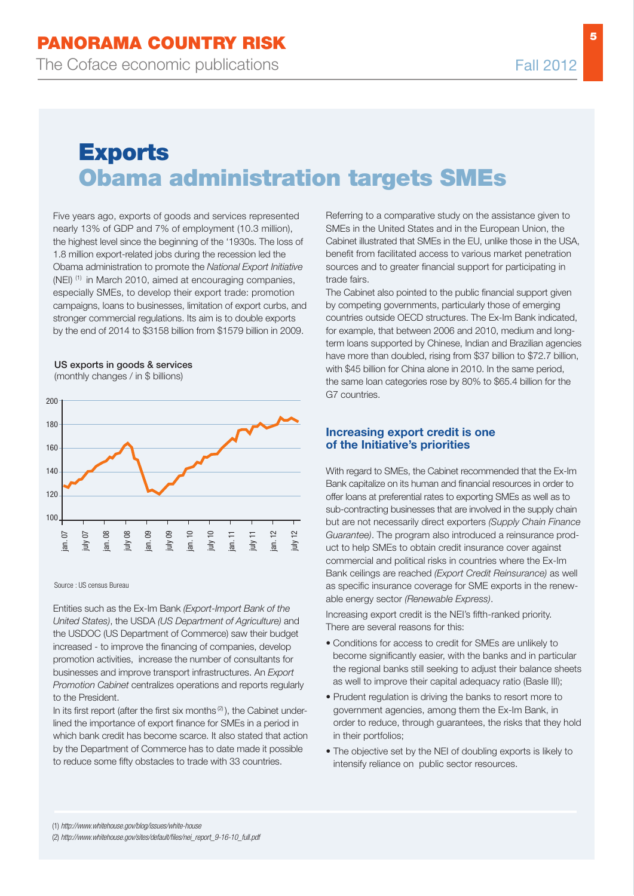# Exports
## Obama administration targets SMEs

Five years ago, exports of goods and services represented nearly 13% of GDP and 7% of employment (10.3 million), the highest level since the beginning of the '1930s. The loss of 1.8 million export-related jobs during the recession led the Obama administration to promote the *National Export Initiative* (NEI) [1] in March 2010, aimed at encouraging companies, especially SMEs, to develop their export trade: promotion campaigns, loans to businesses, limitation of export curbs, and stronger commercial regulations. Its aim is to double exports by the end of 2014 to $3158 billion from $1579 billion in 2009.

**US exports in goods & services**
(monthly changes / in $ billions)

Source : US census Bureau

Entities such as the Ex-Im Bank *(Export-Import Bank of the United States)*, the USDA *(US Department of Agriculture)* and the USDOC (US Department of Commerce) saw their budget increased - to improve the financing of companies, develop promotion activities, increase the number of consultants for businesses and improve transport infrastructures. An *Export Promotion Cabinet* centralizes operations and reports regularly to the President.

In its first report (after the first six months [2]), the Cabinet underlined the importance of export finance for SMEs in a period in which bank credit has become scarce. It also stated that action by the Department of Commerce has to date made it possible to reduce some fifty obstacles to trade with 33 countries.

Referring to a comparative study on the assistance given to SMEs in the United States and in the European Union, the Cabinet illustrated that SMEs in the EU, unlike those in the USA, benefit from facilitated access to various market penetration sources and to greater financial support for participating in trade fairs.

The Cabinet also pointed to the public financial support given by competing governments, particularly those of emerging countries outside OECD structures. The Ex-Im Bank indicated, for example, that between 2006 and 2010, medium and long-term loans supported by Chinese, Indian and Brazilian agencies have more than doubled, rising from $37 billion to $72.7 billion, with $45 billion for China alone in 2010. In the same period, the same loan categories rose by 80% to $65.4 billion for the G7 countries.

### Increasing export credit is one of the Initiative's priorities

With regard to SMEs, the Cabinet recommended that the Ex-Im Bank capitalize on its human and financial resources in order to offer loans at preferential rates to exporting SMEs as well as to sub-contracting businesses that are involved in the supply chain but are not necessarily direct exporters *(Supply Chain Finance Guarantee)*. The program also introduced a reinsurance product to help SMEs to obtain credit insurance cover against commercial and political risks in countries where the Ex-Im Bank ceilings are reached *(Export Credit Reinsurance)* as well as specific insurance coverage for SME exports in the renewable energy sector *(Renewable Express)*.

Increasing export credit is the NEI's fifth-ranked priority. There are several reasons for this:

- Conditions for access to credit for SMEs are unlikely to become significantly easier, with the banks and in particular the regional banks still seeking to adjust their balance sheets as well to improve their capital adequacy ratio (Basle III);
- Prudent regulation is driving the banks to resort more to government agencies, among them the Ex-Im Bank, in order to reduce, through guarantees, the risks that they hold in their portfolios;
- The objective set by the NEI of doubling exports is likely to intensify reliance on public sector resources.

(1) *http://www.whitehouse.gov/blog/issues/white-house*
(2) *http://www.whitehouse.gov/sites/default/files/nei_report_9-16-10_full.pdf*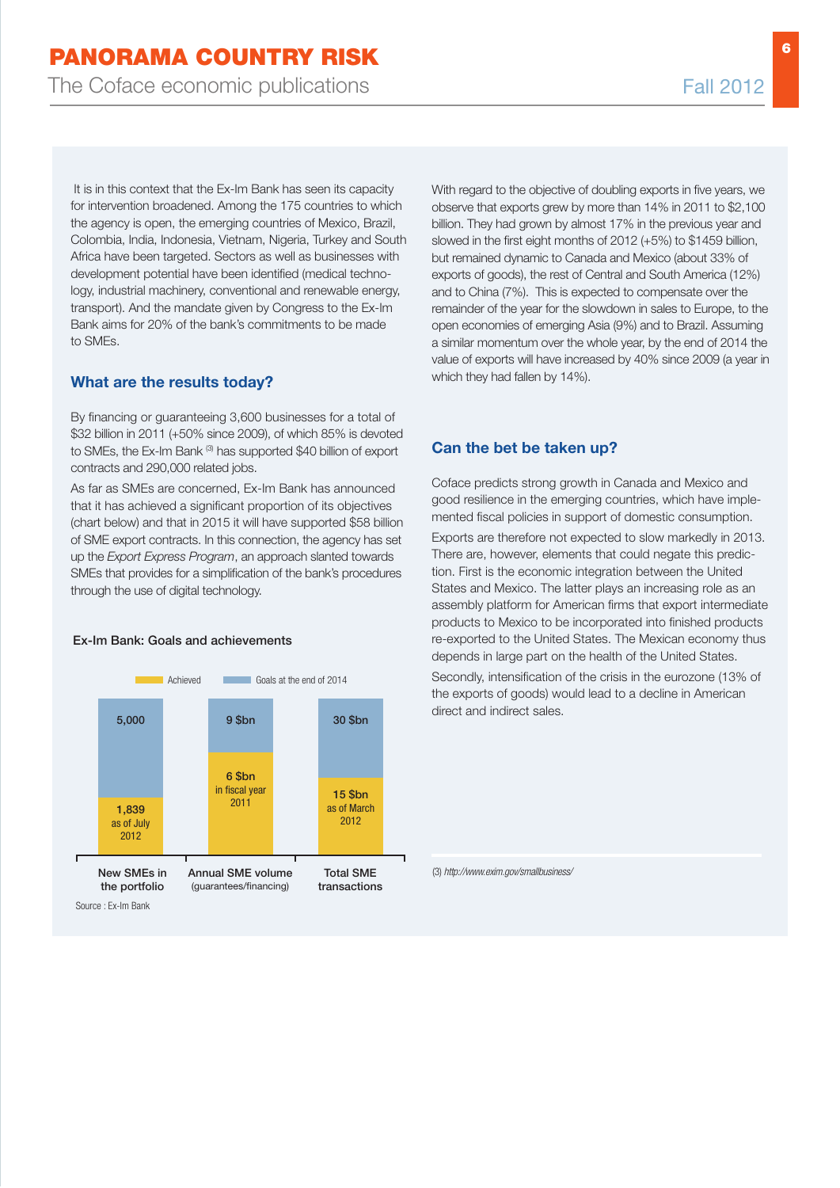It is in this context that the Ex-Im Bank has seen its capacity for intervention broadened. Among the 175 countries to which the agency is open, the emerging countries of Mexico, Brazil, Colombia, India, Indonesia, Vietnam, Nigeria, Turkey and South Africa have been targeted. Sectors as well as businesses with development potential have been identified (medical technology, industrial machinery, conventional and renewable energy, transport). And the mandate given by Congress to the Ex-Im Bank aims for 20% of the bank's commitments to be made to SMEs.

### What are the results today?

By financing or guaranteeing 3,600 businesses for a total of $32 billion in 2011 (+50% since 2009), of which 85% is devoted to SMEs, the Ex-Im Bank [3] has supported $40 billion of export contracts and 290,000 related jobs.

As far as SMEs are concerned, Ex-Im Bank has announced that it has achieved a significant proportion of its objectives (chart below) and that in 2015 it will have supported $58 billion of SME export contracts. In this connection, the agency has set up the *Export Express Program*, an approach slanted towards SMEs that provides for a simplification of the bank's procedures through the use of digital technology.

**Ex-Im Bank: Goals and achievements**

| | Achieved | Goals at the end of 2014 |
|---|---|---|
| New SMEs in the portfolio | 1,839 as of July 2012 | 5,000 |
| Annual SME volume (guarantees/financing) | 6 $bn in fiscal year 2011 | 9 $bn |
| Total SME transactions | 15 $bn as of March 2012 | 30 $bn |

Source : Ex-Im Bank

With regard to the objective of doubling exports in five years, we observe that exports grew by more than 14% in 2011 to $2,100 billion. They had grown by almost 17% in the previous year and slowed in the first eight months of 2012 (+5%) to $1459 billion, but remained dynamic to Canada and Mexico (about 33% of exports of goods), the rest of Central and South America (12%) and to China (7%). This is expected to compensate over the remainder of the year for the slowdown in sales to Europe, to the open economies of emerging Asia (9%) and to Brazil. Assuming a similar momentum over the whole year, by the end of 2014 the value of exports will have increased by 40% since 2009 (a year in which they had fallen by 14%).

### Can the bet be taken up?

Coface predicts strong growth in Canada and Mexico and good resilience in the emerging countries, which have implemented fiscal policies in support of domestic consumption.

Exports are therefore not expected to slow markedly in 2013. There are, however, elements that could negate this prediction. First is the economic integration between the United States and Mexico. The latter plays an increasing role as an assembly platform for American firms that export intermediate products to Mexico to be incorporated into finished products re-exported to the United States. The Mexican economy thus depends in large part on the health of the United States.

Secondly, intensification of the crisis in the eurozone (13% of the exports of goods) would lead to a decline in American direct and indirect sales.

(3) *http://www.exim.gov/smallbusiness/*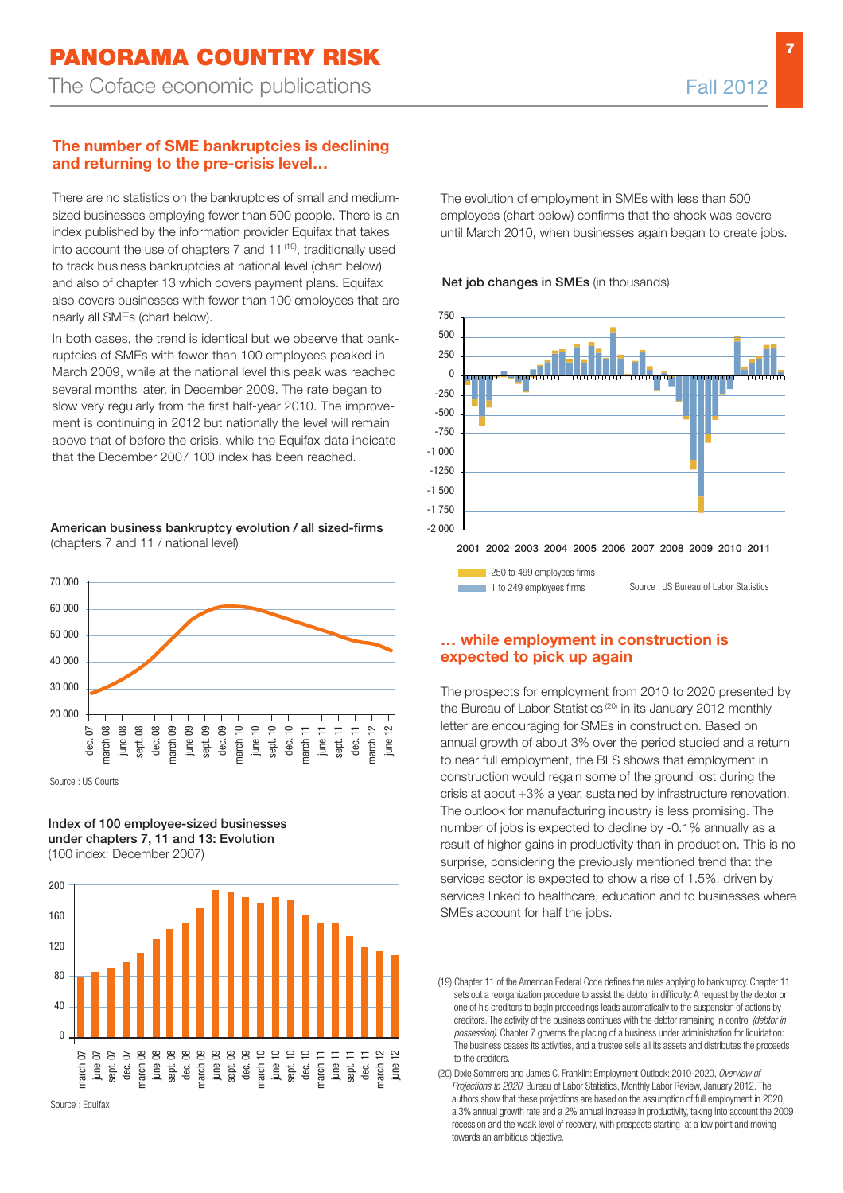## The number of SME bankruptcies is declining and returning to the pre-crisis level…

There are no statistics on the bankruptcies of small and medium-sized businesses employing fewer than 500 people. There is an index published by the information provider Equifax that takes into account the use of chapters 7 and 11 [19], traditionally used to track business bankruptcies at national level (chart below) and also of chapter 13 which covers payment plans. Equifax also covers businesses with fewer than 100 employees that are nearly all SMEs (chart below).

In both cases, the trend is identical but we observe that bankruptcies of SMEs with fewer than 100 employees peaked in March 2009, while at the national level this peak was reached several months later, in December 2009. The rate began to slow very regularly from the first half-year 2010. The improvement is continuing in 2012 but nationally the level will remain above that of before the crisis, while the Equifax data indicate that the December 2007 100 index has been reached.

**American business bankruptcy evolution / all sized-firms**
(chapters 7 and 11 / national level)

Source : US Courts

**Index of 100 employee-sized businesses under chapters 7, 11 and 13: Evolution**
(100 index: December 2007)

Source : Equifax

The evolution of employment in SMEs with less than 500 employees (chart below) confirms that the shock was severe until March 2010, when businesses again began to create jobs.

**Net job changes in SMEs** (in thousands)

250 to 499 employees firms
1 to 249 employees firms

Source : US Bureau of Labor Statistics

## … while employment in construction is expected to pick up again

The prospects for employment from 2010 to 2020 presented by the Bureau of Labor Statistics [20] in its January 2012 monthly letter are encouraging for SMEs in construction. Based on annual growth of about 3% over the period studied and a return to near full employment, the BLS shows that employment in construction would regain some of the ground lost during the crisis at about +3% a year, sustained by infrastructure renovation. The outlook for manufacturing industry is less promising. The number of jobs is expected to decline by -0.1% annually as a result of higher gains in productivity than in production. This is no surprise, considering the previously mentioned trend that the services sector is expected to show a rise of 1.5%, driven by services linked to healthcare, education and to businesses where SMEs account for half the jobs.

(19) Chapter 11 of the American Federal Code defines the rules applying to bankruptcy. Chapter 11 sets out a reorganization procedure to assist the debtor in difficulty: A request by the debtor or one of his creditors to begin proceedings leads automatically to the suspension of actions by creditors. The activity of the business continues with the debtor remaining in control *(debtor in possession)*. Chapter 7 governs the placing of a business under administration for liquidation: The business ceases its activities, and a trustee sells all its assets and distributes the proceeds to the creditors.

(20) Dixie Sommers and James C. Franklin: Employment Outlook: 2010-2020, *Overview of Projections to 2020*, Bureau of Labor Statistics, Monthly Labor Review, January 2012. The authors show that these projections are based on the assumption of full employment in 2020, a 3% annual growth rate and a 2% annual increase in productivity, taking into account the 2009 recession and the weak level of recovery, with prospects starting at a low point and moving towards an ambitious objective.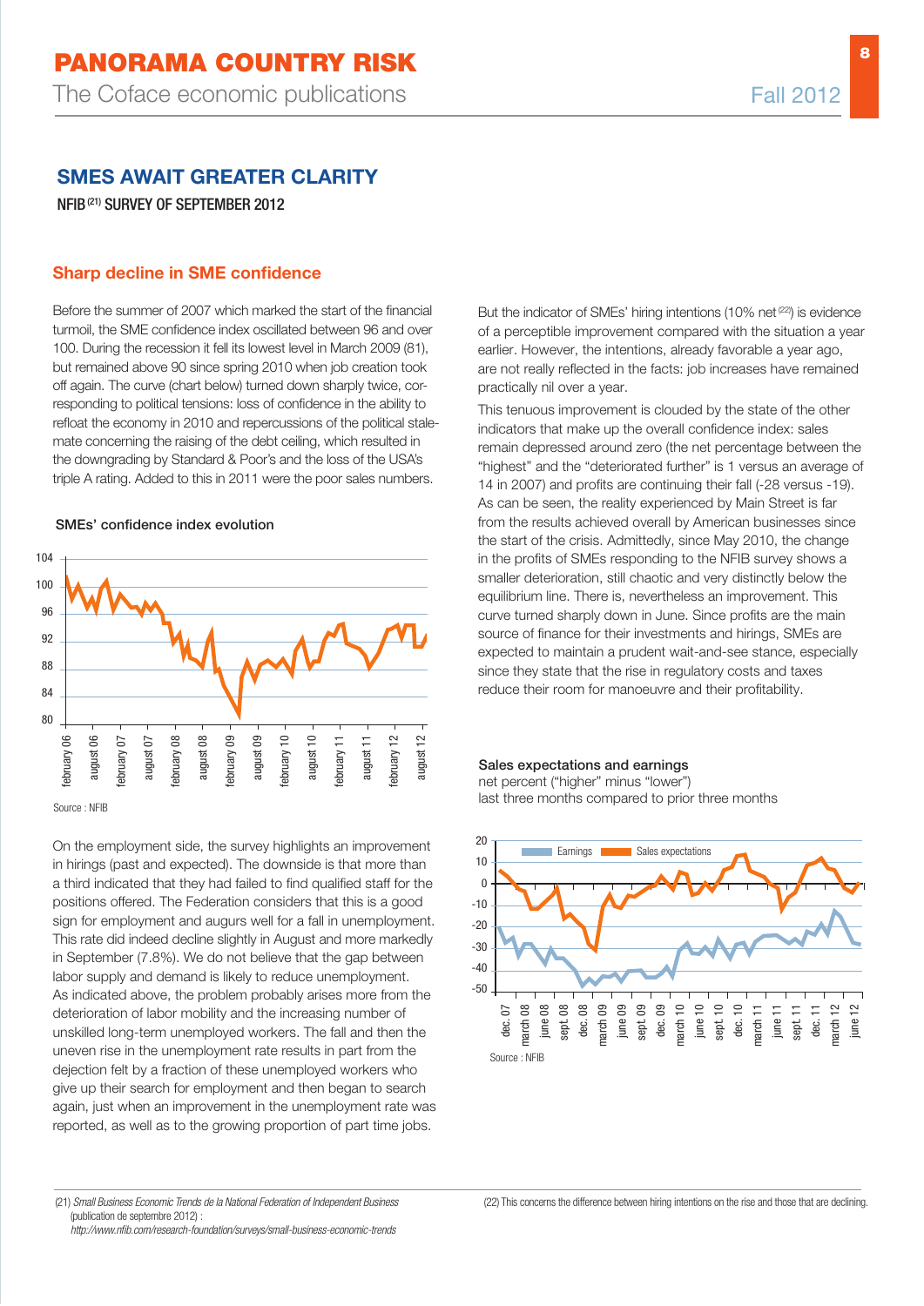## SMES AWAIT GREATER CLARITY

NFIB[21] SURVEY OF SEPTEMBER 2012

### Sharp decline in SME confidence

Before the summer of 2007 which marked the start of the financial turmoil, the SME confidence index oscillated between 96 and over 100. During the recession it fell its lowest level in March 2009 (81), but remained above 90 since spring 2010 when job creation took off again. The curve (chart below) turned down sharply twice, corresponding to political tensions: loss of confidence in the ability to refloat the economy in 2010 and repercussions of the political stalemate concerning the raising of the debt ceiling, which resulted in the downgrading by Standard & Poor's and the loss of the USA's triple A rating. Added to this in 2011 were the poor sales numbers.

SMEs' confidence index evolution

Source : NFIB

On the employment side, the survey highlights an improvement in hirings (past and expected). The downside is that more than a third indicated that they had failed to find qualified staff for the positions offered. The Federation considers that this is a good sign for employment and augurs well for a fall in unemployment. This rate did indeed decline slightly in August and more markedly in September (7.8%). We do not believe that the gap between labor supply and demand is likely to reduce unemployment. As indicated above, the problem probably arises more from the deterioration of labor mobility and the increasing number of unskilled long-term unemployed workers. The fall and then the uneven rise in the unemployment rate results in part from the dejection felt by a fraction of these unemployed workers who give up their search for employment and then began to search again, just when an improvement in the unemployment rate was reported, as well as to the growing proportion of part time jobs.

But the indicator of SMEs' hiring intentions (10% net[22]) is evidence of a perceptible improvement compared with the situation a year earlier. However, the intentions, already favorable a year ago, are not really reflected in the facts: job increases have remained practically nil over a year.

This tenuous improvement is clouded by the state of the other indicators that make up the overall confidence index: sales remain depressed around zero (the net percentage between the "highest" and the "deteriorated further" is 1 versus an average of 14 in 2007) and profits are continuing their fall (-28 versus -19). As can be seen, the reality experienced by Main Street is far from the results achieved overall by American businesses since the start of the crisis. Admittedly, since May 2010, the change in the profits of SMEs responding to the NFIB survey shows a smaller deterioration, still chaotic and very distinctly below the equilibrium line. There is, nevertheless an improvement. This curve turned sharply down in June. Since profits are the main source of finance for their investments and hirings, SMEs are expected to maintain a prudent wait-and-see stance, especially since they state that the rise in regulatory costs and taxes reduce their room for manoeuvre and their profitability.

Sales expectations and earnings
net percent ("higher" minus "lower")
last three months compared to prior three months

Source : NFIB

---

(21) *Small Business Economic Trends de la National Federation of Independent Business* (publication de septembre 2012) : *http://www.nfib.com/research-foundation/surveys/small-business-economic-trends*

(22) This concerns the difference between hiring intentions on the rise and those that are declining.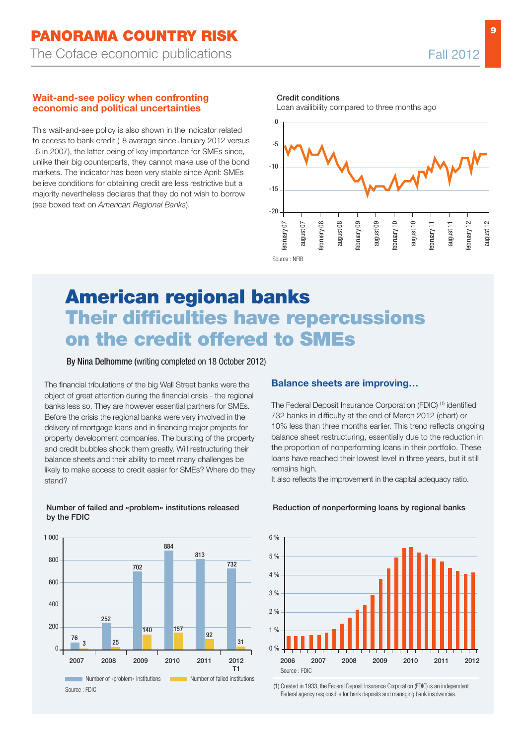### Wait-and-see policy when confronting economic and political uncertainties

This wait-and-see policy is also shown in the indicator related to access to bank credit (-8 average since January 2012 versus -6 in 2007), the latter being of key importance for SMEs since, unlike their big counterparts, they cannot make use of the bond markets. The indicator has been very stable since April: SMEs believe conditions for obtaining credit are less restrictive but a majority nevertheless declares that they do not wish to borrow (see boxed text on *American Regional Banks*).

**Credit conditions**
Loan availibility compared to three months ago

Source : NFIB

# American regional banks
## Their difficulties have repercussions on the credit offered to SMEs

**By Nina Delhomme** (writing completed on 18 October 2012)

The financial tribulations of the big Wall Street banks were the object of great attention during the financial crisis - the regional banks less so. They are however essential partners for SMEs. Before the crisis the regional banks were very involved in the delivery of mortgage loans and in financing major projects for property development companies. The bursting of the property and credit bubbles shook them greatly. Will restructuring their balance sheets and their ability to meet many challenges be likely to make access to credit easier for SMEs? Where do they stand?

**Number of failed and «problem» institutions released by the FDIC**

| | 2007 | 2008 | 2009 | 2010 | 2011 | 2012 T1 |
|---|---|---|---|---|---|---|
| Number of «problem» institutions | 76 | 252 | 702 | 884 | 813 | 732 |
| Number of failed institutions | 3 | 25 | 140 | 157 | 92 | 31 |

Source : FDIC

### Balance sheets are improving…

The Federal Deposit Insurance Corporation (FDIC) [1] identified 732 banks in difficulty at the end of March 2012 (chart) or 10% less than three months earlier. This trend reflects ongoing balance sheet restructuring, essentially due to the reduction in the proportion of nonperforming loans in their portfolio. These loans have reached their lowest level in three years, but it still remains high.
It also reflects the improvement in the capital adequacy ratio.

**Reduction of nonperforming loans by regional banks**

Source : FDIC

(1) Created in 1933, the Federal Deposit Insurance Corporation (FDIC) is an independent Federal agency responsible for bank deposits and managing bank insolvencies.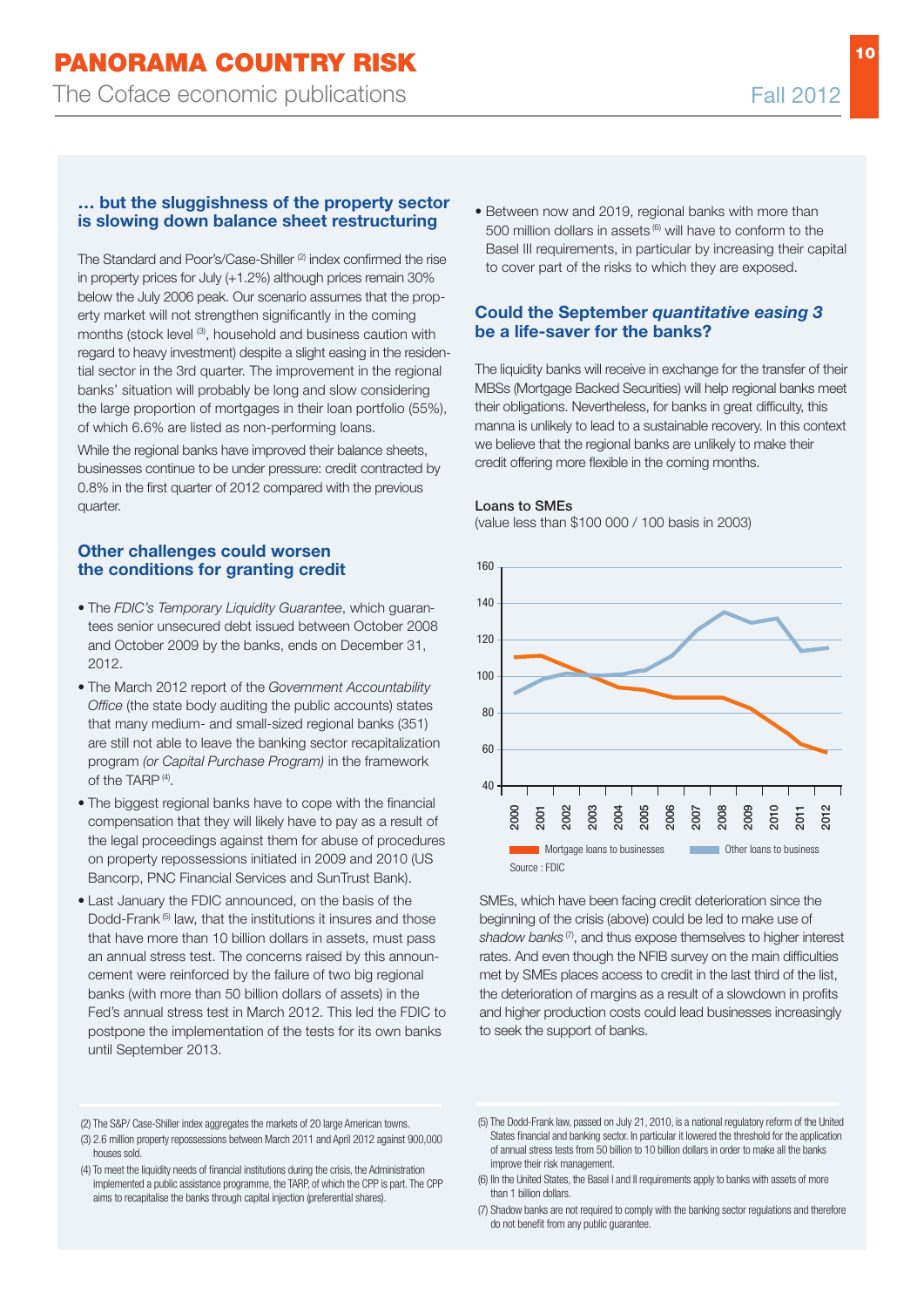## … but the sluggishness of the property sector is slowing down balance sheet restructuring

The Standard and Poor's/Case-Shiller [2] index confirmed the rise in property prices for July (+1.2%) although prices remain 30% below the July 2006 peak. Our scenario assumes that the property market will not strengthen significantly in the coming months (stock level [3], household and business caution with regard to heavy investment) despite a slight easing in the residential sector in the 3rd quarter. The improvement in the regional banks' situation will probably be long and slow considering the large proportion of mortgages in their loan portfolio (55%), of which 6.6% are listed as non-performing loans.

While the regional banks have improved their balance sheets, businesses continue to be under pressure: credit contracted by 0.8% in the first quarter of 2012 compared with the previous quarter.

## Other challenges could worsen the conditions for granting credit

- The *FDIC's Temporary Liquidity Guarantee*, which guarantees senior unsecured debt issued between October 2008 and October 2009 by the banks, ends on December 31, 2012.
- The March 2012 report of the *Government Accountability Office* (the state body auditing the public accounts) states that many medium- and small-sized regional banks (351) are still not able to leave the banking sector recapitalization program *(or Capital Purchase Program)* in the framework of the TARP [4].
- The biggest regional banks have to cope with the financial compensation that they will likely have to pay as a result of the legal proceedings against them for abuse of procedures on property repossessions initiated in 2009 and 2010 (US Bancorp, PNC Financial Services and SunTrust Bank).
- Last January the FDIC announced, on the basis of the Dodd-Frank [5] law, that the institutions it insures and those that have more than 10 billion dollars in assets, must pass an annual stress test. The concerns raised by this announcement were reinforced by the failure of two big regional banks (with more than 50 billion dollars of assets) in the Fed's annual stress test in March 2012. This led the FDIC to postpone the implementation of the tests for its own banks until September 2013.
- Between now and 2019, regional banks with more than 500 million dollars in assets [6] will have to conform to the Basel III requirements, in particular by increasing their capital to cover part of the risks to which they are exposed.

## Could the September *quantitative easing 3* be a life-saver for the banks?

The liquidity banks will receive in exchange for the transfer of their MBSs (Mortgage Backed Securities) will help regional banks meet their obligations. Nevertheless, for banks in great difficulty, this manna is unlikely to lead to a sustainable recovery. In this context we believe that the regional banks are unlikely to make their credit offering more flexible in the coming months.

**Loans to SMEs**
(value less than $100 000 / 100 basis in 2003)

Source : FDIC

SMEs, which have been facing credit deterioration since the beginning of the crisis (above) could be led to make use of *shadow banks* [7], and thus expose themselves to higher interest rates. And even though the NFIB survey on the main difficulties met by SMEs places access to credit in the last third of the list, the deterioration of margins as a result of a slowdown in profits and higher production costs could lead businesses increasingly to seek the support of banks.

---

(2) The S&P/ Case-Shiller index aggregates the markets of 20 large American towns.

(3) 2.6 million property repossessions between March 2011 and April 2012 against 900,000 houses sold.

(4) To meet the liquidity needs of financial institutions during the crisis, the Administration implemented a public assistance programme, the TARP, of which the CPP is part. The CPP aims to recapitalise the banks through capital injection (preferential shares).

(5) The Dodd-Frank law, passed on July 21, 2010, is a national regulatory reform of the United States financial and banking sector. In particular it lowered the threshold for the application of annual stress tests from 50 billion to 10 billion dollars in order to make all the banks improve their risk management.

(6) Iln the United States, the Basel I and II requirements apply to banks with assets of more than 1 billion dollars.

(7) Shadow banks are not required to comply with the banking sector regulations and therefore do not benefit from any public guarantee.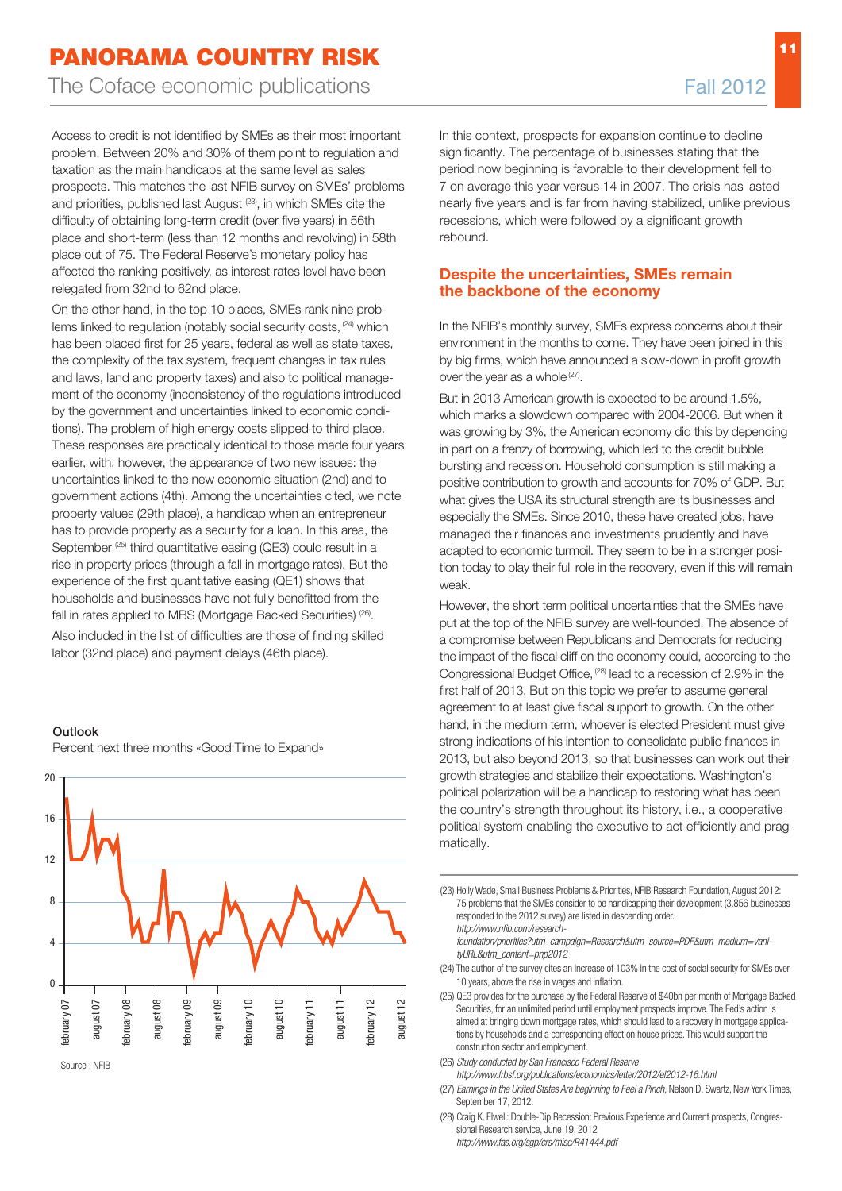Access to credit is not identified by SMEs as their most important problem. Between 20% and 30% of them point to regulation and taxation as the main handicaps at the same level as sales prospects. This matches the last NFIB survey on SMEs' problems and priorities, published last August [23], in which SMEs cite the difficulty of obtaining long-term credit (over five years) in 56th place and short-term (less than 12 months and revolving) in 58th place out of 75. The Federal Reserve's monetary policy has affected the ranking positively, as interest rates level have been relegated from 32nd to 62nd place.

On the other hand, in the top 10 places, SMEs rank nine problems linked to regulation (notably social security costs, [24] which has been placed first for 25 years, federal as well as state taxes, the complexity of the tax system, frequent changes in tax rules and laws, land and property taxes) and also to political management of the economy (inconsistency of the regulations introduced by the government and uncertainties linked to economic conditions). The problem of high energy costs slipped to third place. These responses are practically identical to those made four years earlier, with, however, the appearance of two new issues: the uncertainties linked to the new economic situation (2nd) and to government actions (4th). Among the uncertainties cited, we note property values (29th place), a handicap when an entrepreneur has to provide property as a security for a loan. In this area, the September [25] third quantitative easing (QE3) could result in a rise in property prices (through a fall in mortgage rates). But the experience of the first quantitative easing (QE1) shows that households and businesses have not fully benefitted from the fall in rates applied to MBS (Mortgage Backed Securities) [26].

Also included in the list of difficulties are those of finding skilled labor (32nd place) and payment delays (46th place).

**Outlook**

Percent next three months «Good Time to Expand»

20
16
12
8
4
0

february 07, august 07, february 08, august 08, february 09, august 09, february 10, august 10, february 11, august 11, february 12, august 12

Source : NFIB

In this context, prospects for expansion continue to decline significantly. The percentage of businesses stating that the period now beginning is favorable to their development fell to 7 on average this year versus 14 in 2007. The crisis has lasted nearly five years and is far from having stabilized, unlike previous recessions, which were followed by a significant growth rebound.

## Despite the uncertainties, SMEs remain the backbone of the economy

In the NFIB's monthly survey, SMEs express concerns about their environment in the months to come. They have been joined in this by big firms, which have announced a slow-down in profit growth over the year as a whole [27].

But in 2013 American growth is expected to be around 1.5%, which marks a slowdown compared with 2004-2006. But when it was growing by 3%, the American economy did this by depending in part on a frenzy of borrowing, which led to the credit bubble bursting and recession. Household consumption is still making a positive contribution to growth and accounts for 70% of GDP. But what gives the USA its structural strength are its businesses and especially the SMEs. Since 2010, these have created jobs, have managed their finances and investments prudently and have adapted to economic turmoil. They seem to be in a stronger position today to play their full role in the recovery, even if this will remain weak.

However, the short term political uncertainties that the SMEs have put at the top of the NFIB survey are well-founded. The absence of a compromise between Republicans and Democrats for reducing the impact of the fiscal cliff on the economy could, according to the Congressional Budget Office, [28] lead to a recession of 2.9% in the first half of 2013. But on this topic we prefer to assume general agreement to at least give fiscal support to growth. On the other hand, in the medium term, whoever is elected President must give strong indications of his intention to consolidate public finances in 2013, but also beyond 2013, so that businesses can work out their growth strategies and stabilize their expectations. Washington's political polarization will be a handicap to restoring what has been the country's strength throughout its history, i.e., a cooperative political system enabling the executive to act efficiently and pragmatically.

---

(23) Holly Wade, Small Business Problems & Priorities, NFIB Research Foundation, August 2012: 75 problems that the SMEs consider to be handicapping their development (3.856 businesses responded to the 2012 survey) are listed in descending order. *http://www.nfib.com/research-foundation/priorities?utm_campaign=Research&utm_source=PDF&utm_medium=VanityURL&utm_content=pnp2012*

(24) The author of the survey cites an increase of 103% in the cost of social security for SMEs over 10 years, above the rise in wages and inflation.

(25) QE3 provides for the purchase by the Federal Reserve of $40bn per month of Mortgage Backed Securities, for an unlimited period until employment prospects improve. The Fed's action is aimed at bringing down mortgage rates, which should lead to a recovery in mortgage applications by households and a corresponding effect on house prices. This would support the construction sector and employment.

(26) *Study conducted by San Francisco Federal Reserve* *http://www.frbsf.org/publications/economics/letter/2012/el2012-16.html*

(27) *Earnings in the United States Are beginning to Feel a Pinch*, Nelson D. Swartz, New York Times, September 17, 2012.

(28) Craig K. Elwell: Double-Dip Recession: Previous Experience and Current prospects, Congressional Research service, June 19, 2012 *http://www.fas.org/sgp/crs/misc/R41444.pdf*